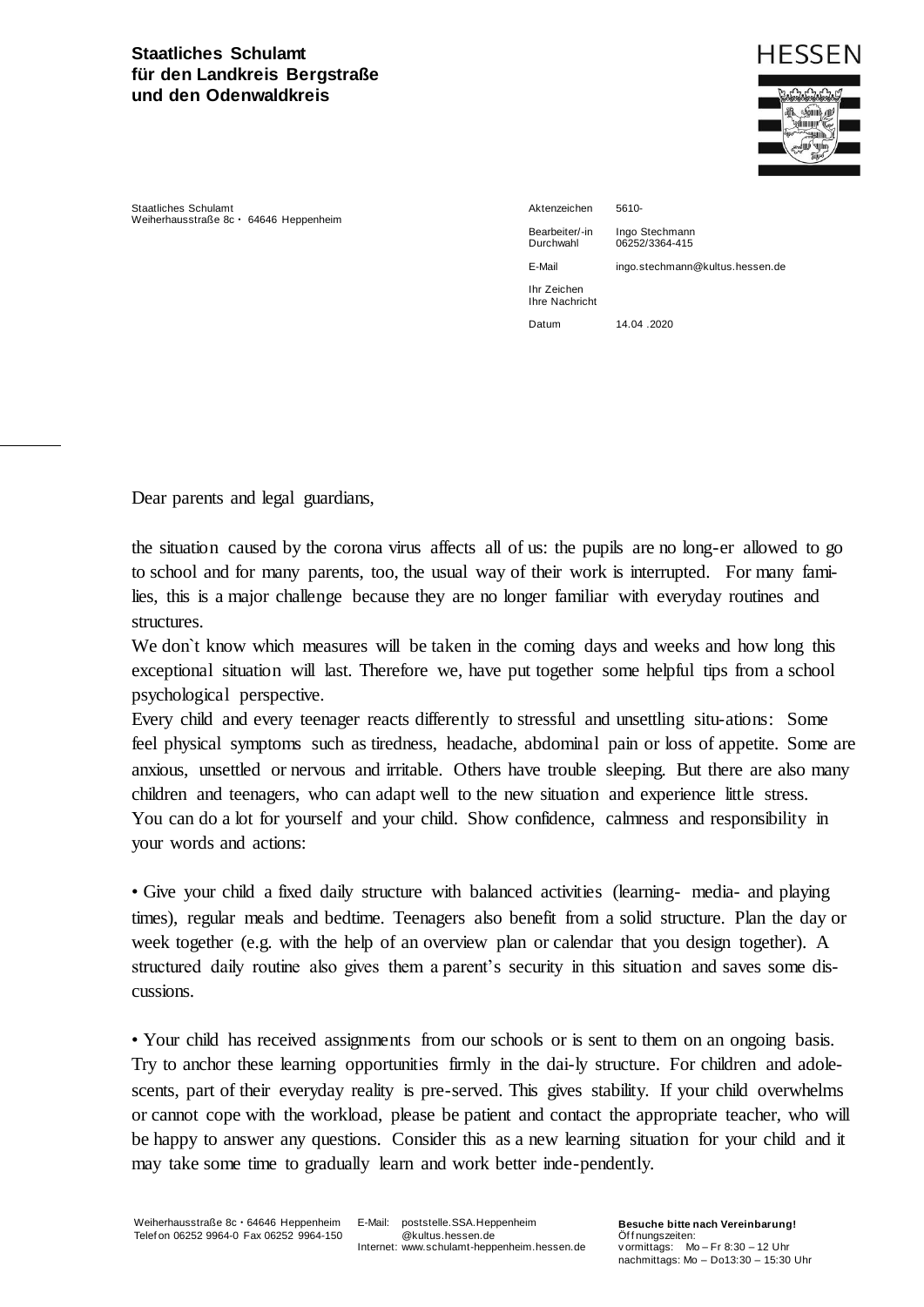**Staatliches Schulamt**
**für den Landkreis Bergstraße**
**und den Odenwaldkreis**

HESSEN

Staatliches Schulamt
Weiherhausstraße 8c • 64646 Heppenheim

| | |
|---|---|
| Aktenzeichen | 5610- |
| Bearbeiter/-in<br>Durchwahl | Ingo Stechmann<br>06252/3364-415 |
| E-Mail | ingo.stechmann@kultus.hessen.de |
| Ihr Zeichen<br>Ihre Nachricht | |
| Datum | 14.04 .2020 |

Dear parents and legal guardians,

the situation caused by the corona virus affects all of us: the pupils are no long-er allowed to go to school and for many parents, too, the usual way of their work is interrupted. For many families, this is a major challenge because they are no longer familiar with everyday routines and structures.

We don`t know which measures will be taken in the coming days and weeks and how long this exceptional situation will last. Therefore we, have put together some helpful tips from a school psychological perspective.

Every child and every teenager reacts differently to stressful and unsettling situ-ations: Some feel physical symptoms such as tiredness, headache, abdominal pain or loss of appetite. Some are anxious, unsettled or nervous and irritable. Others have trouble sleeping. But there are also many children and teenagers, who can adapt well to the new situation and experience little stress.

You can do a lot for yourself and your child. Show confidence, calmness and responsibility in your words and actions:

• Give your child a fixed daily structure with balanced activities (learning- media- and playing times), regular meals and bedtime. Teenagers also benefit from a solid structure. Plan the day or week together (e.g. with the help of an overview plan or calendar that you design together). A structured daily routine also gives them a parent's security in this situation and saves some discussions.

• Your child has received assignments from our schools or is sent to them on an ongoing basis. Try to anchor these learning opportunities firmly in the dai-ly structure. For children and adolescents, part of their everyday reality is pre-served. This gives stability. If your child overwhelms or cannot cope with the workload, please be patient and contact the appropriate teacher, who will be happy to answer any questions. Consider this as a new learning situation for your child and it may take some time to gradually learn and work better inde-pendently.

Weiherhausstraße 8c • 64646 Heppenheim
Telefon 06252 9964-0 Fax 06252 9964-150

E-Mail: poststelle.SSA.Heppenheim@kultus.hessen.de
Internet: www.schulamt-heppenheim.hessen.de

**Besuche bitte nach Vereinbarung!**
Öffnungszeiten:
vormittags: Mo – Fr 8:30 – 12 Uhr
nachmittags: Mo – Do13:30 – 15:30 Uhr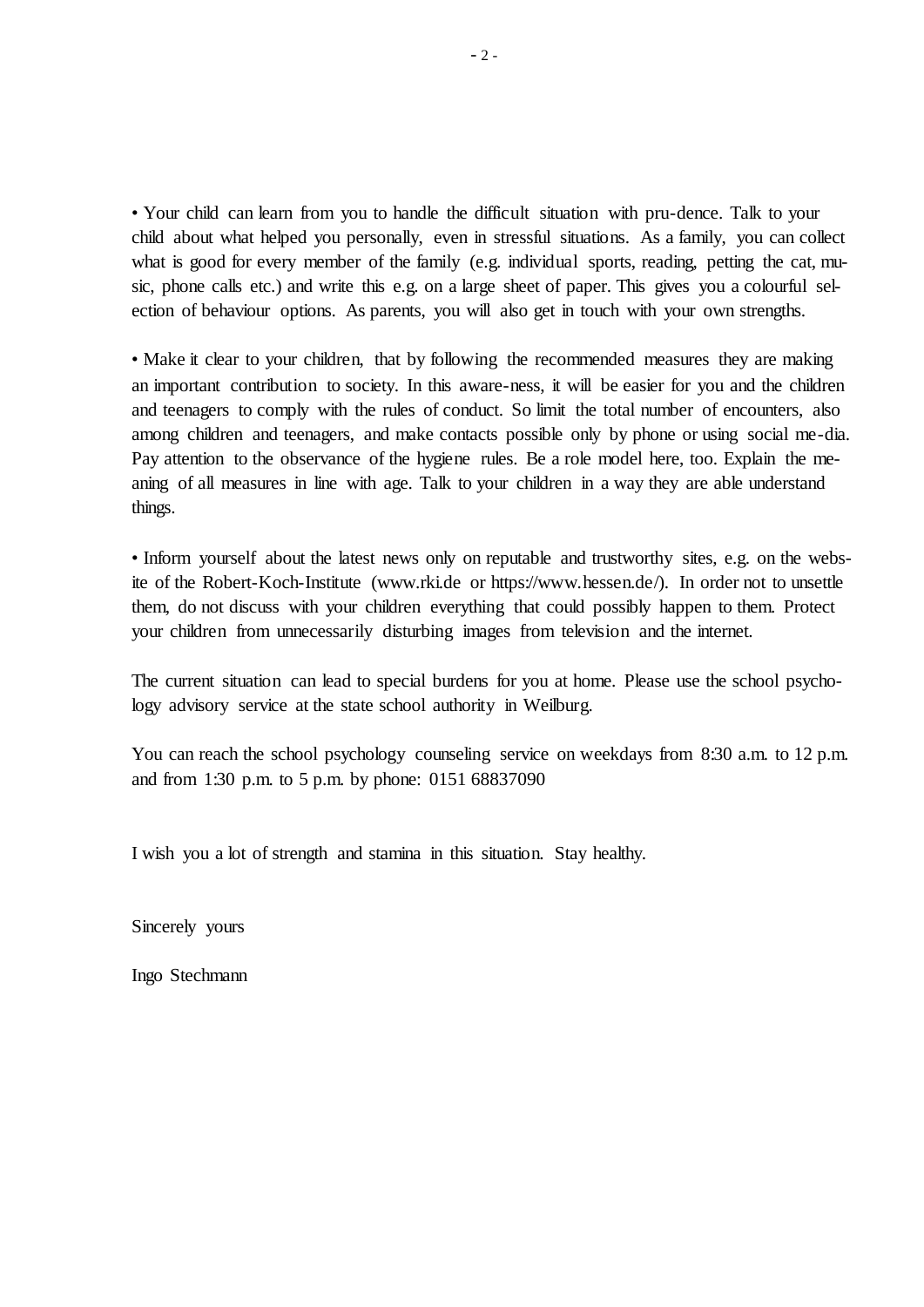• Your child can learn from you to handle the difficult situation with pru-dence. Talk to your child about what helped you personally, even in stressful situations. As a family, you can collect what is good for every member of the family (e.g. individual sports, reading, petting the cat, music, phone calls etc.) and write this e.g. on a large sheet of paper. This gives you a colourful selection of behaviour options. As parents, you will also get in touch with your own strengths.

• Make it clear to your children, that by following the recommended measures they are making an important contribution to society. In this aware-ness, it will be easier for you and the children and teenagers to comply with the rules of conduct. So limit the total number of encounters, also among children and teenagers, and make contacts possible only by phone or using social me-dia. Pay attention to the observance of the hygiene rules. Be a role model here, too. Explain the meaning of all measures in line with age. Talk to your children in a way they are able understand things.

• Inform yourself about the latest news only on reputable and trustworthy sites, e.g. on the website of the Robert-Koch-Institute (www.rki.de or https://www.hessen.de/). In order not to unsettle them, do not discuss with your children everything that could possibly happen to them. Protect your children from unnecessarily disturbing images from television and the internet.

The current situation can lead to special burdens for you at home. Please use the school psychology advisory service at the state school authority in Weilburg.

You can reach the school psychology counseling service on weekdays from 8:30 a.m. to 12 p.m. and from 1:30 p.m. to 5 p.m. by phone: 0151 68837090

I wish you a lot of strength and stamina in this situation. Stay healthy.

Sincerely yours

Ingo Stechmann